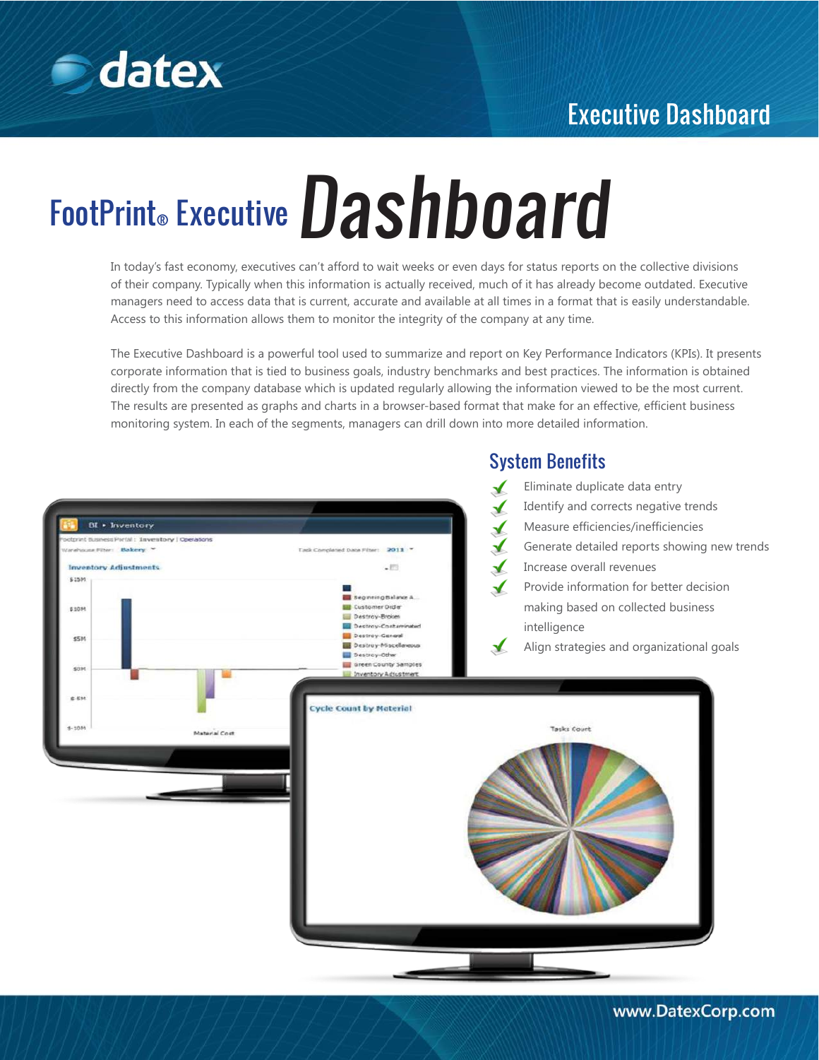# FootPrint® Executive Dashboard

In today's fast economy, executives can't afford to wait weeks or even days for status reports on the collective divisions of their company. Typically when this information is actually received, much of it has already become outdated. Executive managers need to access data that is current, accurate and available at all times in a format that is easily understandable. Access to this information allows them to monitor the integrity of the company at any time.

The Executive Dashboard is a powerful tool used to summarize and report on Key Performance Indicators (KPIs). It presents corporate information that is tied to business goals, industry benchmarks and best practices. The information is obtained directly from the company database which is updated regularly allowing the information viewed to be the most current. The results are presented as graphs and charts in a browser-based format that make for an effective, efficient business monitoring system. In each of the segments, managers can drill down into more detailed information.

## System Benefits

- Eliminate duplicate data entry
- Identify and corrects negative trends
- Measure efficiencies/inefficiencies
- Generate detailed reports showing new trends
- Increase overall revenues
- Provide information for better decision making based on collected business intelligence
- Align strategies and organizational goals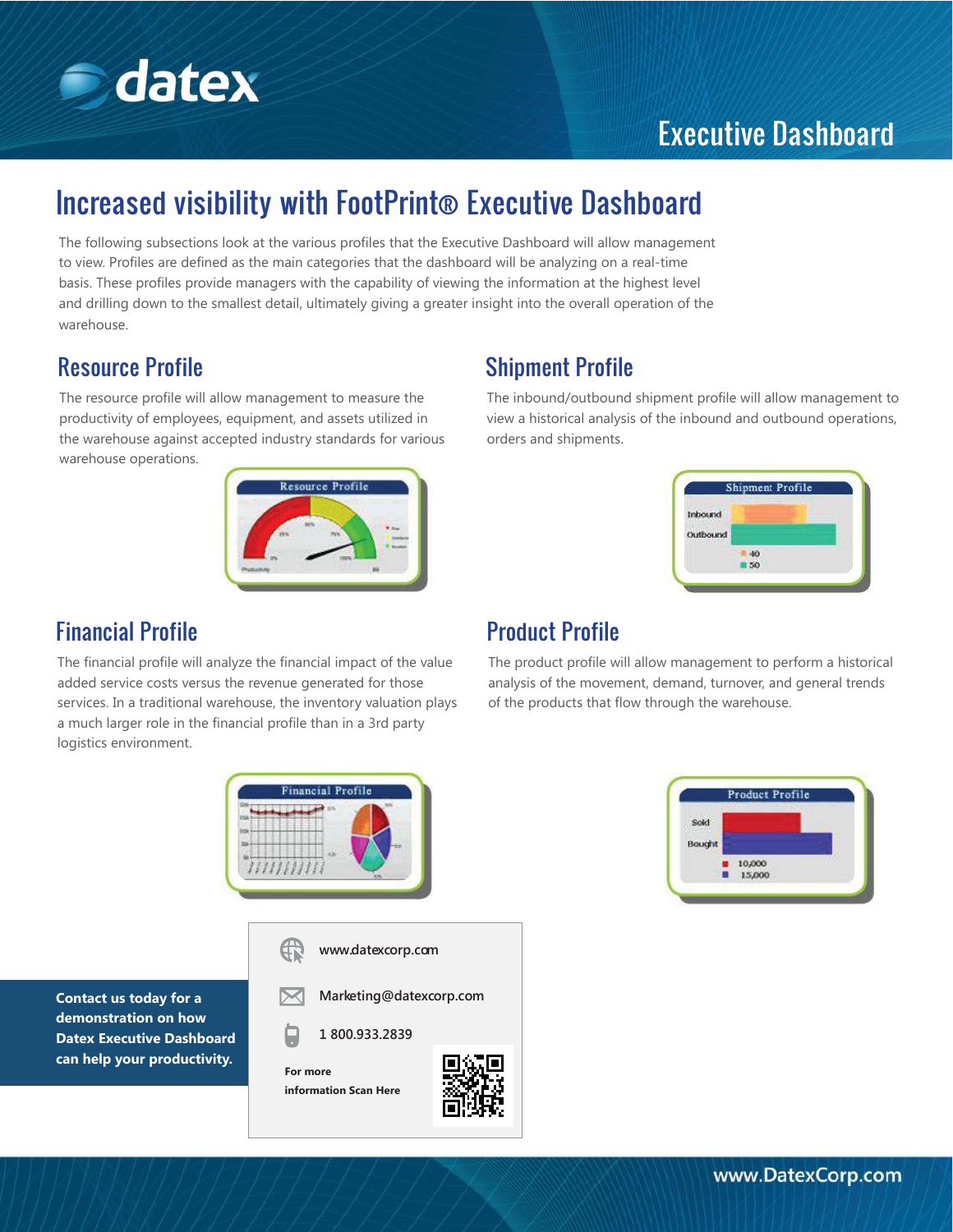# Executive Dashboard

## Increased visibility with FootPrint® Executive Dashboard

The following subsections look at the various profiles that the Executive Dashboard will allow management to view. Profiles are defined as the main categories that the dashboard will be analyzing on a real-time basis. These profiles provide managers with the capability of viewing the information at the highest level and drilling down to the smallest detail, ultimately giving a greater insight into the overall operation of the warehouse.

### Resource Profile

The resource profile will allow management to measure the productivity of employees, equipment, and assets utilized in the warehouse against accepted industry standards for various warehouse operations.

Resource Profile

### Shipment Profile

The inbound/outbound shipment profile will allow management to view a historical analysis of the inbound and outbound operations, orders and shipments.

Shipment Profile

Inbound

Outbound

40

50

### Financial Profile

The financial profile will analyze the financial impact of the value added service costs versus the revenue generated for those services. In a traditional warehouse, the inventory valuation plays a much larger role in the financial profile than in a 3rd party logistics environment.

Financial Profile

### Product Profile

The product profile will allow management to perform a historical analysis of the movement, demand, turnover, and general trends of the products that flow through the warehouse.

Product Profile

Sold

Bought

10,000

15,000

**Contact us today for a demonstration on how Datex Executive Dashboard can help your productivity.**

www.datexcorp.com

Marketing@datexcorp.com

1 800.933.2839

**For more information Scan Here**

www.DatexCorp.com